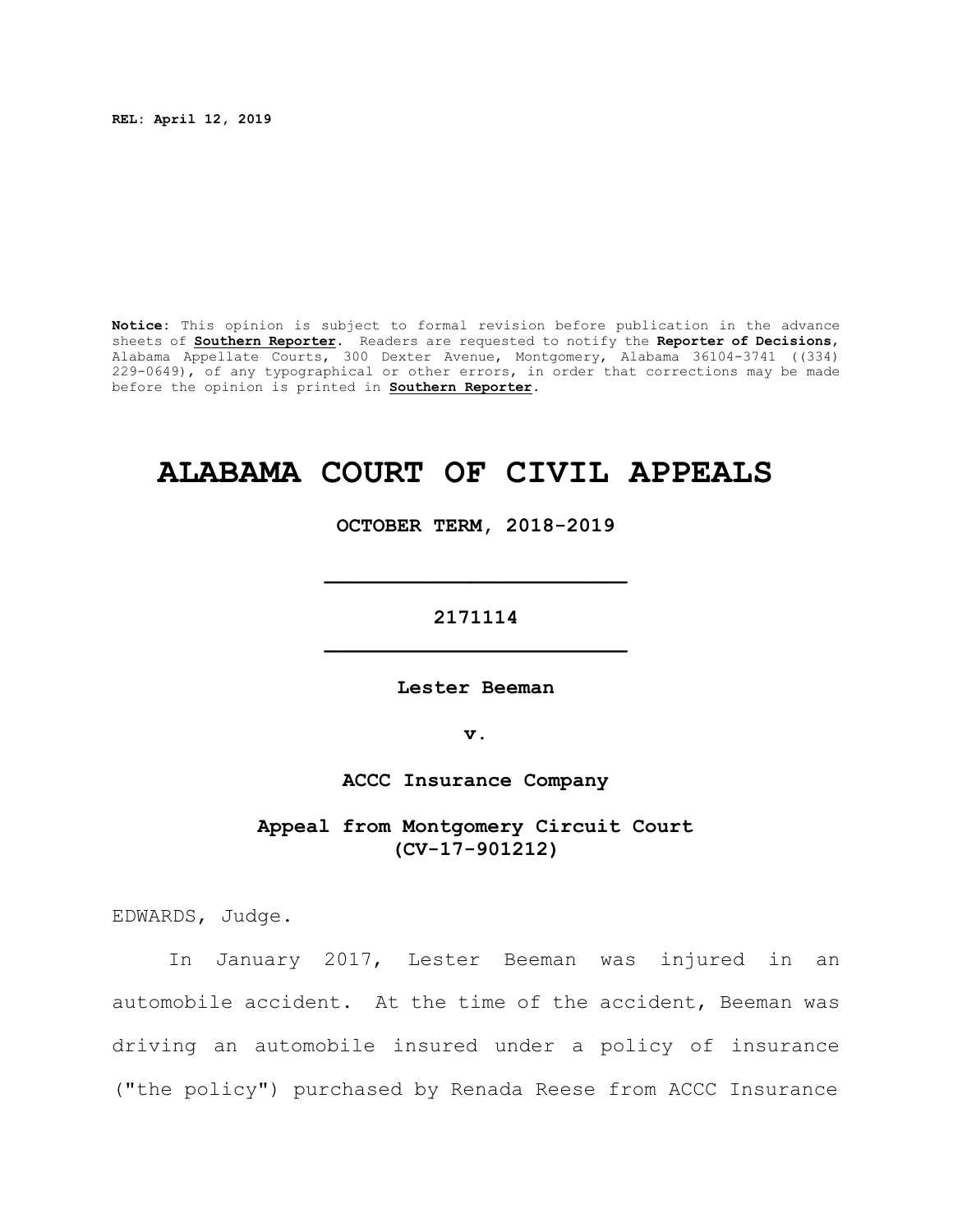**REL: April 12, 2019**

**Notice**: This opinion is subject to formal revision before publication in the advance sheets of **Southern Reporter**. Readers are requested to notify the **Reporter of Decisions**, Alabama Appellate Courts, 300 Dexter Avenue, Montgomery, Alabama 36104-3741 ((334) 229-0649), of any typographical or other errors, in order that corrections may be made before the opinion is printed in **Southern Reporter**.

# ALABAMA COURT OF CIVIL APPEALS

**OCTOBER TERM, 2018-2019**

---

**2171114**

---

**Lester Beeman**

**v.**

**ACCC Insurance Company**

**Appeal from Montgomery Circuit Court (CV-17-901212)**

EDWARDS, Judge.

In January 2017, Lester Beeman was injured in an automobile accident. At the time of the accident, Beeman was driving an automobile insured under a policy of insurance ("the policy") purchased by Renada Reese from ACCC Insurance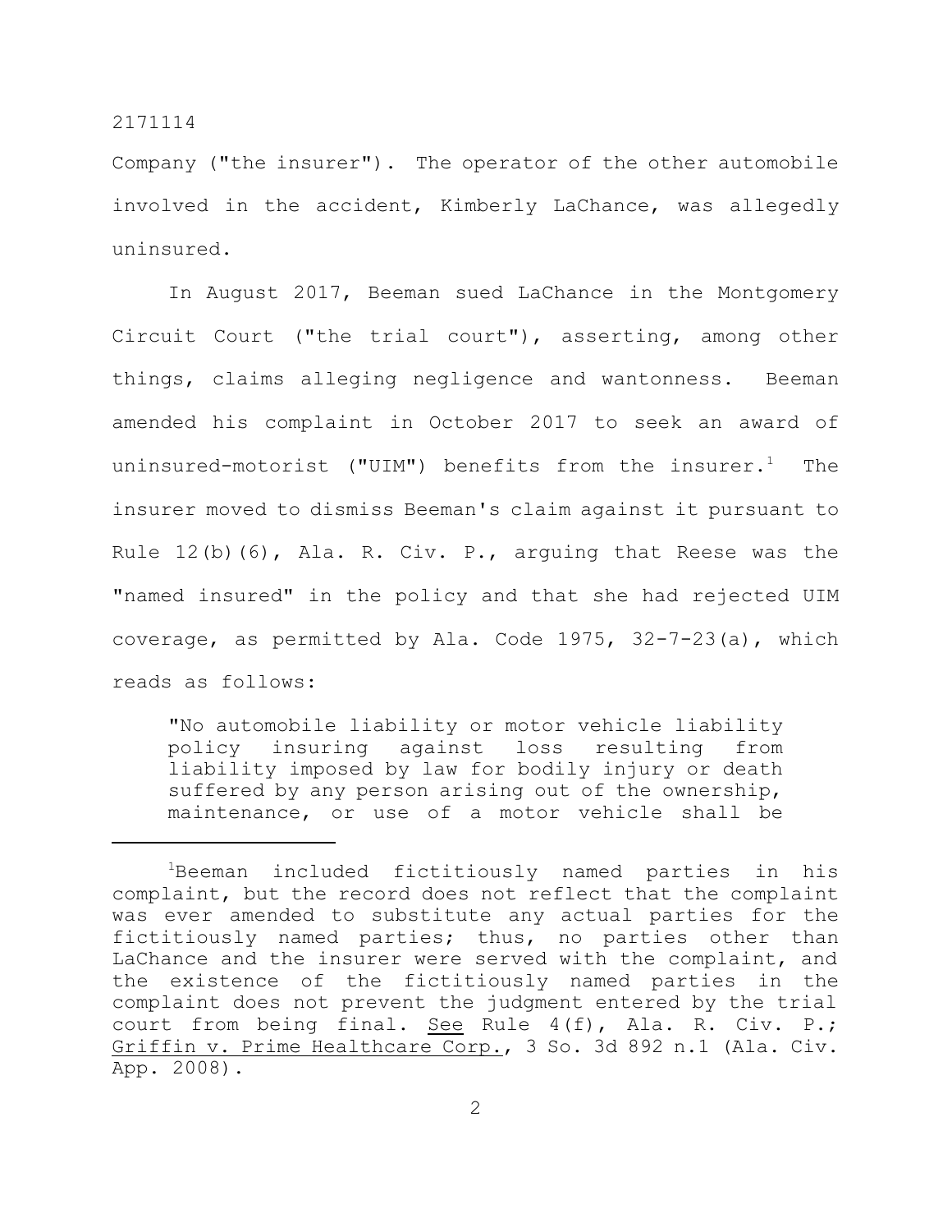Company ("the insurer"). The operator of the other automobile involved in the accident, Kimberly LaChance, was allegedly uninsured.

In August 2017, Beeman sued LaChance in the Montgomery Circuit Court ("the trial court"), asserting, among other things, claims alleging negligence and wantonness. Beeman amended his complaint in October 2017 to seek an award of uninsured-motorist ("UIM") benefits from the insurer.[1] The insurer moved to dismiss Beeman's claim against it pursuant to Rule 12(b)(6), Ala. R. Civ. P., arguing that Reese was the "named insured" in the policy and that she had rejected UIM coverage, as permitted by Ala. Code 1975, 32-7-23(a), which reads as follows:

> "No automobile liability or motor vehicle liability policy insuring against loss resulting from liability imposed by law for bodily injury or death suffered by any person arising out of the ownership, maintenance, or use of a motor vehicle shall be

---

[1]Beeman included fictitiously named parties in his complaint, but the record does not reflect that the complaint was ever amended to substitute any actual parties for the fictitiously named parties; thus, no parties other than LaChance and the insurer were served with the complaint, and the existence of the fictitiously named parties in the complaint does not prevent the judgment entered by the trial court from being final. See Rule 4(f), Ala. R. Civ. P.; Griffin v. Prime Healthcare Corp., 3 So. 3d 892 n.1 (Ala. Civ. App. 2008).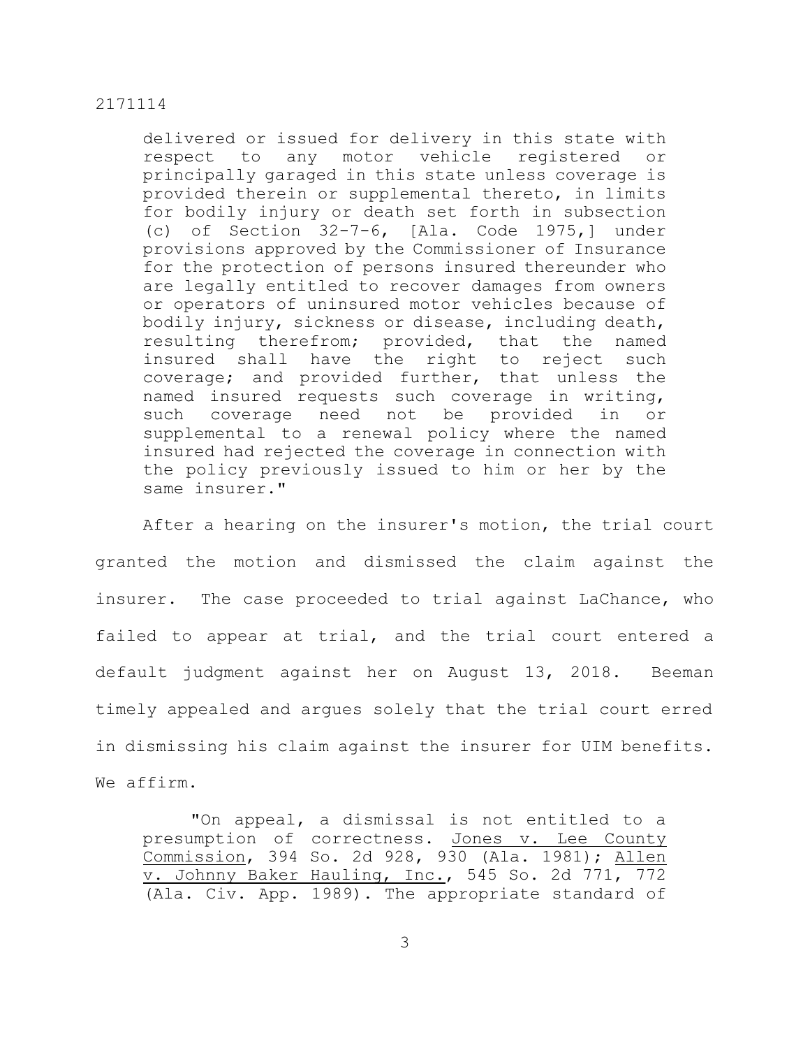> delivered or issued for delivery in this state with respect to any motor vehicle registered or principally garaged in this state unless coverage is provided therein or supplemental thereto, in limits for bodily injury or death set forth in subsection (c) of Section 32-7-6, [Ala. Code 1975,] under provisions approved by the Commissioner of Insurance for the protection of persons insured thereunder who are legally entitled to recover damages from owners or operators of uninsured motor vehicles because of bodily injury, sickness or disease, including death, resulting therefrom; provided, that the named insured shall have the right to reject such coverage; and provided further, that unless the named insured requests such coverage in writing, such coverage need not be provided in or supplemental to a renewal policy where the named insured had rejected the coverage in connection with the policy previously issued to him or her by the same insurer."

After a hearing on the insurer's motion, the trial court granted the motion and dismissed the claim against the insurer. The case proceeded to trial against LaChance, who failed to appear at trial, and the trial court entered a default judgment against her on August 13, 2018. Beeman timely appealed and argues solely that the trial court erred in dismissing his claim against the insurer for UIM benefits. We affirm.

> "On appeal, a dismissal is not entitled to a presumption of correctness. Jones v. Lee County Commission, 394 So. 2d 928, 930 (Ala. 1981); Allen v. Johnny Baker Hauling, Inc., 545 So. 2d 771, 772 (Ala. Civ. App. 1989). The appropriate standard of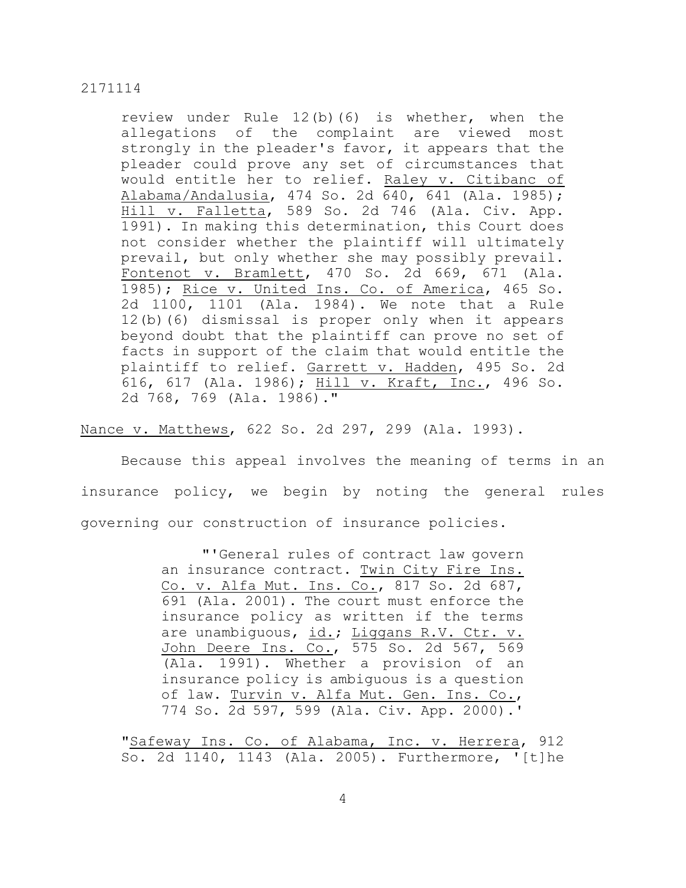review under Rule 12(b)(6) is whether, when the allegations of the complaint are viewed most strongly in the pleader's favor, it appears that the pleader could prove any set of circumstances that would entitle her to relief. Raley v. Citibanc of Alabama/Andalusia, 474 So. 2d 640, 641 (Ala. 1985); Hill v. Falletta, 589 So. 2d 746 (Ala. Civ. App. 1991). In making this determination, this Court does not consider whether the plaintiff will ultimately prevail, but only whether she may possibly prevail. Fontenot v. Bramlett, 470 So. 2d 669, 671 (Ala. 1985); Rice v. United Ins. Co. of America, 465 So. 2d 1100, 1101 (Ala. 1984). We note that a Rule 12(b)(6) dismissal is proper only when it appears beyond doubt that the plaintiff can prove no set of facts in support of the claim that would entitle the plaintiff to relief. Garrett v. Hadden, 495 So. 2d 616, 617 (Ala. 1986); Hill v. Kraft, Inc., 496 So. 2d 768, 769 (Ala. 1986)."

Nance v. Matthews, 622 So. 2d 297, 299 (Ala. 1993).

Because this appeal involves the meaning of terms in an insurance policy, we begin by noting the general rules governing our construction of insurance policies.

> "'General rules of contract law govern an insurance contract. Twin City Fire Ins. Co. v. Alfa Mut. Ins. Co., 817 So. 2d 687, 691 (Ala. 2001). The court must enforce the insurance policy as written if the terms are unambiguous, id.; Liggans R.V. Ctr. v. John Deere Ins. Co., 575 So. 2d 567, 569 (Ala. 1991). Whether a provision of an insurance policy is ambiguous is a question of law. Turvin v. Alfa Mut. Gen. Ins. Co., 774 So. 2d 597, 599 (Ala. Civ. App. 2000).'
>
> "Safeway Ins. Co. of Alabama, Inc. v. Herrera, 912 So. 2d 1140, 1143 (Ala. 2005). Furthermore, '[t]he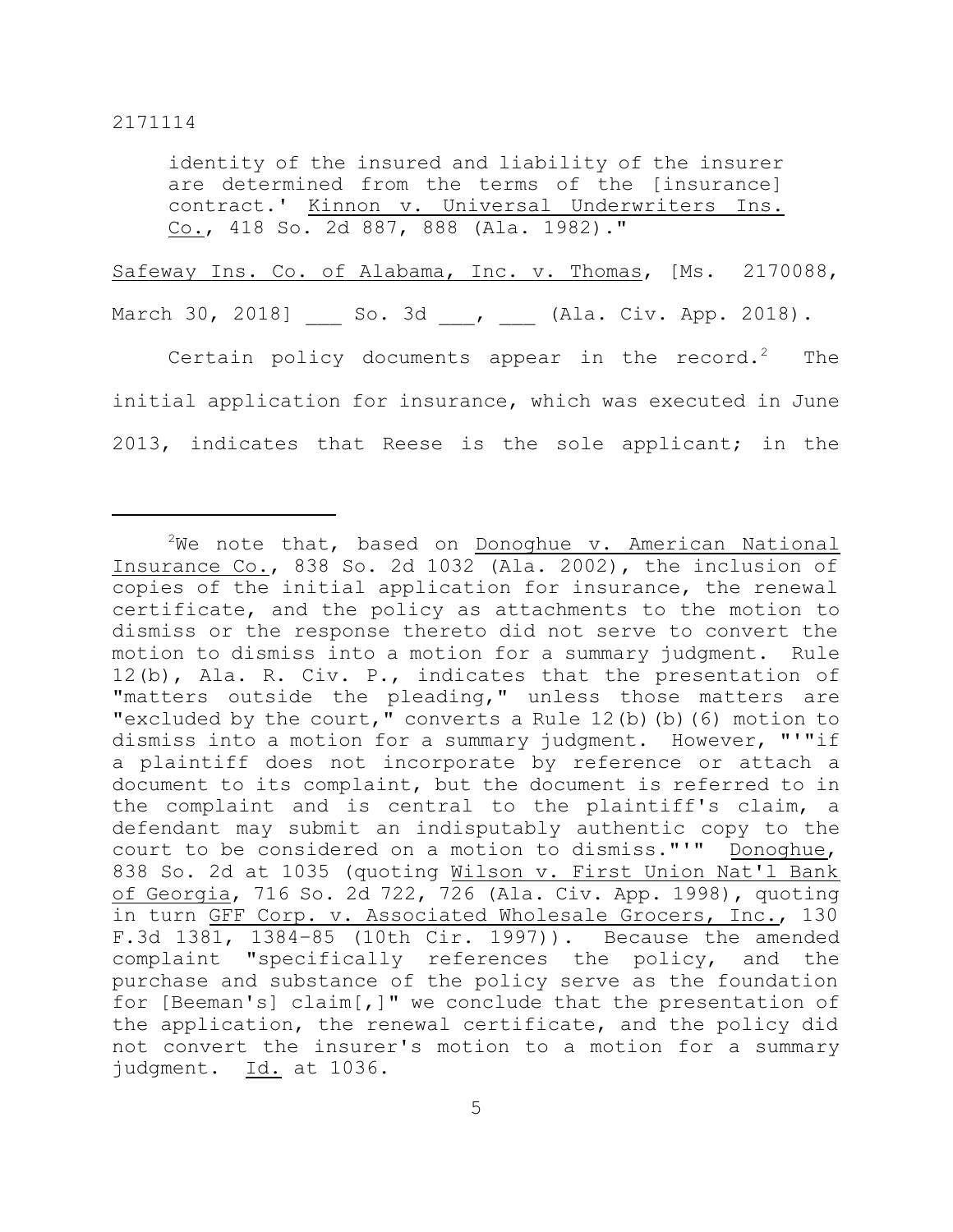identity of the insured and liability of the insurer are determined from the terms of the [insurance] contract.' Kinnon v. Universal Underwriters Ins. Co., 418 So. 2d 887, 888 (Ala. 1982)."

Safeway Ins. Co. of Alabama, Inc. v. Thomas, [Ms. 2170088, March 30, 2018] ___ So. 3d ___, ___ (Ala. Civ. App. 2018).

Certain policy documents appear in the record.[2] The initial application for insurance, which was executed in June 2013, indicates that Reese is the sole applicant; in the

---

[2]We note that, based on Donoghue v. American National Insurance Co., 838 So. 2d 1032 (Ala. 2002), the inclusion of copies of the initial application for insurance, the renewal certificate, and the policy as attachments to the motion to dismiss or the response thereto did not serve to convert the motion to dismiss into a motion for a summary judgment. Rule 12(b), Ala. R. Civ. P., indicates that the presentation of "matters outside the pleading," unless those matters are "excluded by the court," converts a Rule 12(b)(b)(6) motion to dismiss into a motion for a summary judgment. However, "'"if a plaintiff does not incorporate by reference or attach a document to its complaint, but the document is referred to in the complaint and is central to the plaintiff's claim, a defendant may submit an indisputably authentic copy to the court to be considered on a motion to dismiss."'" Donoghue, 838 So. 2d at 1035 (quoting Wilson v. First Union Nat'l Bank of Georgia, 716 So. 2d 722, 726 (Ala. Civ. App. 1998), quoting in turn GFF Corp. v. Associated Wholesale Grocers, Inc., 130 F.3d 1381, 1384-85 (10th Cir. 1997)). Because the amended complaint "specifically references the policy, and the purchase and substance of the policy serve as the foundation for [Beeman's] claim[,]" we conclude that the presentation of the application, the renewal certificate, and the policy did not convert the insurer's motion to a motion for a summary judgment. Id. at 1036.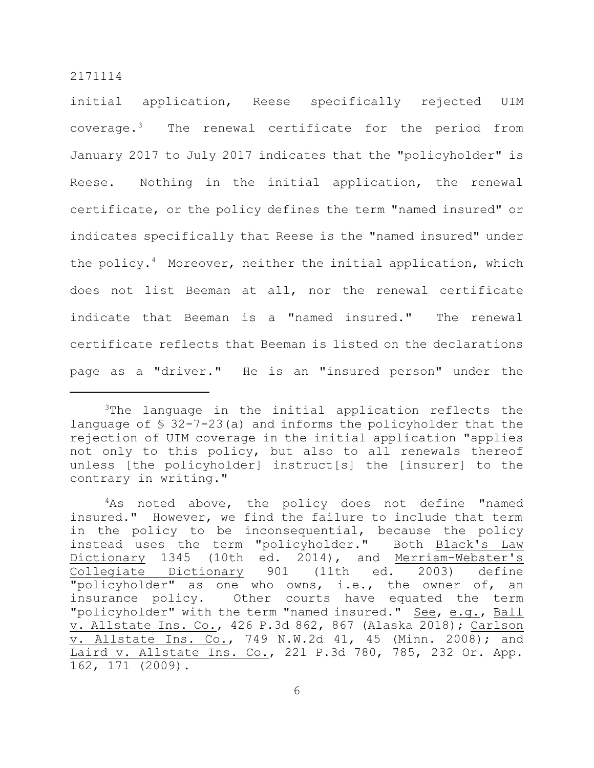initial application, Reese specifically rejected UIM coverage.[3] The renewal certificate for the period from January 2017 to July 2017 indicates that the "policyholder" is Reese. Nothing in the initial application, the renewal certificate, or the policy defines the term "named insured" or indicates specifically that Reese is the "named insured" under the policy.[4] Moreover, neither the initial application, which does not list Beeman at all, nor the renewal certificate indicate that Beeman is a "named insured." The renewal certificate reflects that Beeman is listed on the declarations page as a "driver." He is an "insured person" under the

---

[3]The language in the initial application reflects the language of § 32-7-23(a) and informs the policyholder that the rejection of UIM coverage in the initial application "applies not only to this policy, but also to all renewals thereof unless [the policyholder] instruct[s] the [insurer] to the contrary in writing."

[4]As noted above, the policy does not define "named insured." However, we find the failure to include that term in the policy to be inconsequential, because the policy instead uses the term "policyholder." Both Black's Law Dictionary 1345 (10th ed. 2014), and Merriam-Webster's Collegiate Dictionary 901 (11th ed. 2003) define "policyholder" as one who owns, i.e., the owner of, an insurance policy. Other courts have equated the term "policyholder" with the term "named insured." See, e.g., Ball v. Allstate Ins. Co., 426 P.3d 862, 867 (Alaska 2018); Carlson v. Allstate Ins. Co., 749 N.W.2d 41, 45 (Minn. 2008); and Laird v. Allstate Ins. Co., 221 P.3d 780, 785, 232 Or. App. 162, 171 (2009).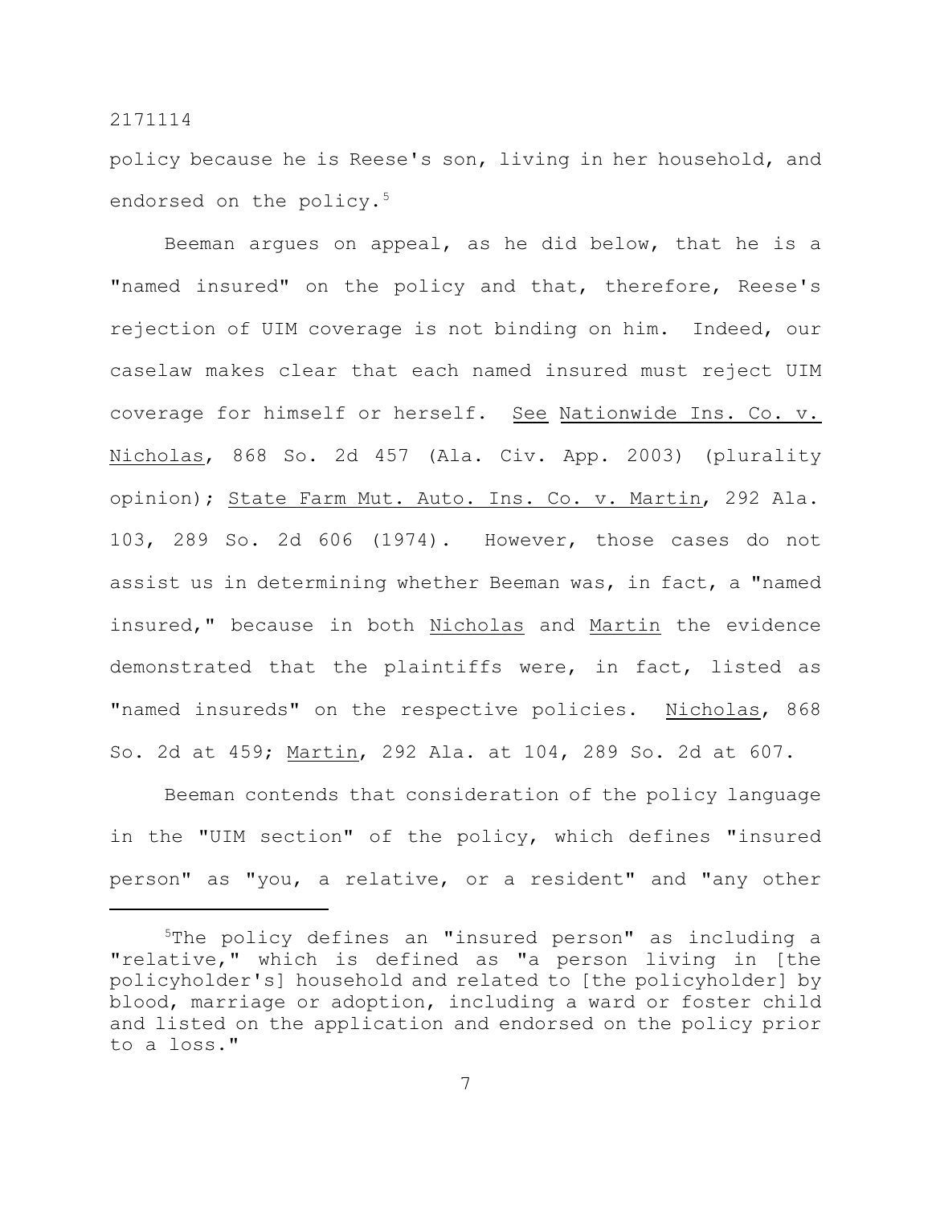policy because he is Reese's son, living in her household, and endorsed on the policy.[5]

Beeman argues on appeal, as he did below, that he is a "named insured" on the policy and that, therefore, Reese's rejection of UIM coverage is not binding on him. Indeed, our caselaw makes clear that each named insured must reject UIM coverage for himself or herself. See Nationwide Ins. Co. v. Nicholas, 868 So. 2d 457 (Ala. Civ. App. 2003) (plurality opinion); State Farm Mut. Auto. Ins. Co. v. Martin, 292 Ala. 103, 289 So. 2d 606 (1974). However, those cases do not assist us in determining whether Beeman was, in fact, a "named insured," because in both Nicholas and Martin the evidence demonstrated that the plaintiffs were, in fact, listed as "named insureds" on the respective policies. Nicholas, 868 So. 2d at 459; Martin, 292 Ala. at 104, 289 So. 2d at 607.

Beeman contends that consideration of the policy language in the "UIM section" of the policy, which defines "insured person" as "you, a relative, or a resident" and "any other

[5]The policy defines an "insured person" as including a "relative," which is defined as "a person living in [the policyholder's] household and related to [the policyholder] by blood, marriage or adoption, including a ward or foster child and listed on the application and endorsed on the policy prior to a loss."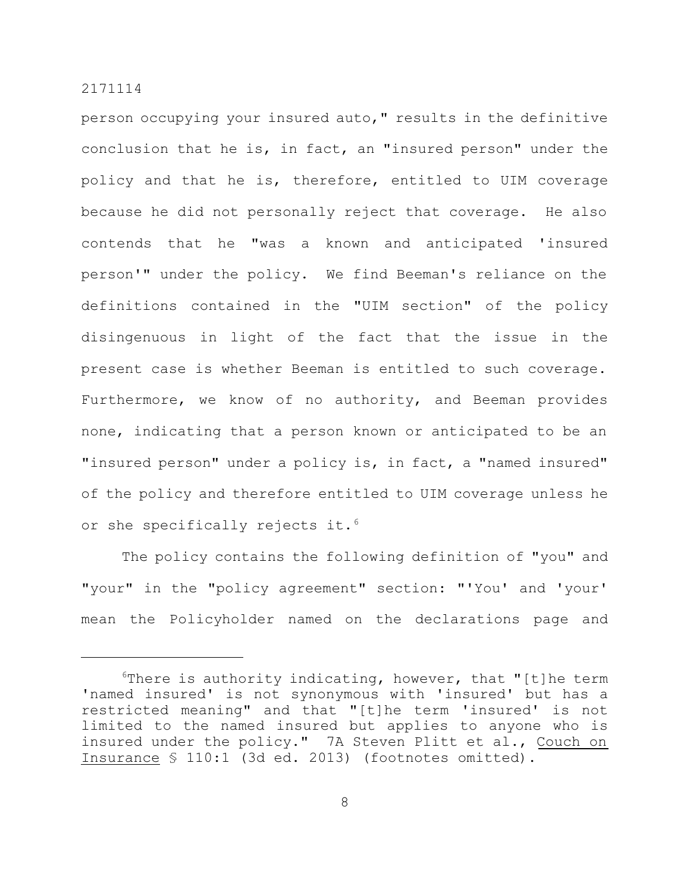person occupying your insured auto," results in the definitive conclusion that he is, in fact, an "insured person" under the policy and that he is, therefore, entitled to UIM coverage because he did not personally reject that coverage. He also contends that he "was a known and anticipated 'insured person'" under the policy. We find Beeman's reliance on the definitions contained in the "UIM section" of the policy disingenuous in light of the fact that the issue in the present case is whether Beeman is entitled to such coverage. Furthermore, we know of no authority, and Beeman provides none, indicating that a person known or anticipated to be an "insured person" under a policy is, in fact, a "named insured" of the policy and therefore entitled to UIM coverage unless he or she specifically rejects it.[6]

The policy contains the following definition of "you" and "your" in the "policy agreement" section: "'You' and 'your' mean the Policyholder named on the declarations page and

---

[6]There is authority indicating, however, that "[t]he term 'named insured' is not synonymous with 'insured' but has a restricted meaning" and that "[t]he term 'insured' is not limited to the named insured but applies to anyone who is insured under the policy." 7A Steven Plitt et al., Couch on Insurance § 110:1 (3d ed. 2013) (footnotes omitted).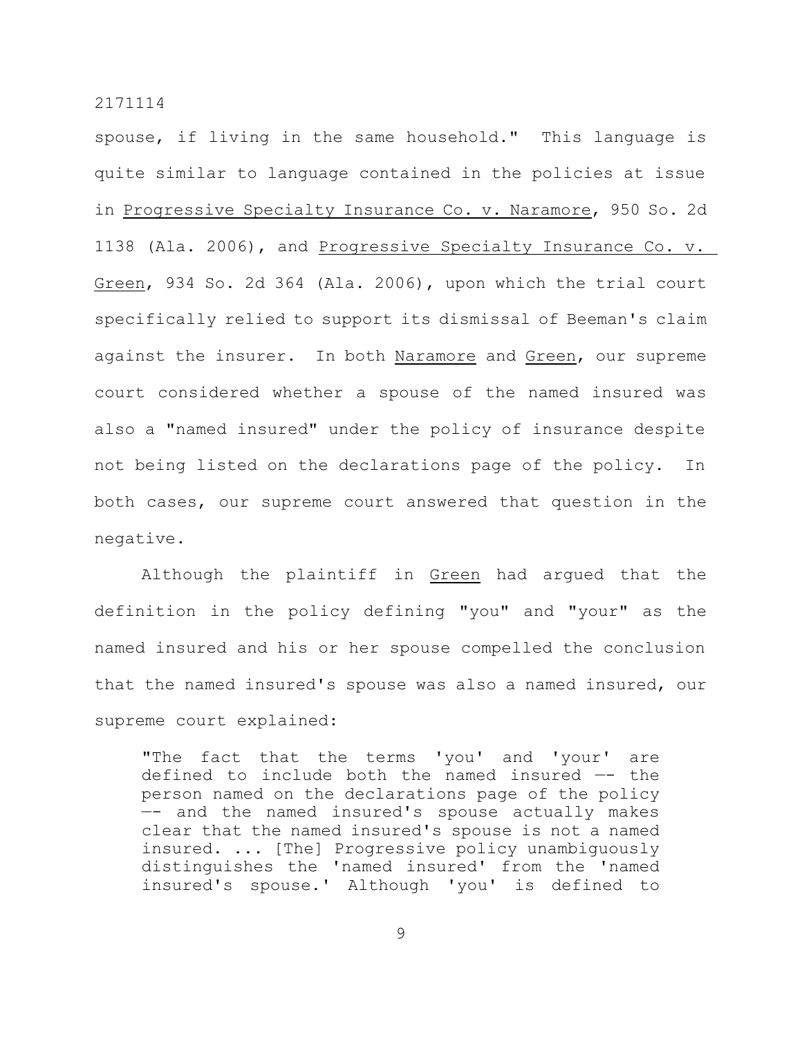spouse, if living in the same household." This language is quite similar to language contained in the policies at issue in Progressive Specialty Insurance Co. v. Naramore, 950 So. 2d 1138 (Ala. 2006), and Progressive Specialty Insurance Co. v. Green, 934 So. 2d 364 (Ala. 2006), upon which the trial court specifically relied to support its dismissal of Beeman's claim against the insurer. In both Naramore and Green, our supreme court considered whether a spouse of the named insured was also a "named insured" under the policy of insurance despite not being listed on the declarations page of the policy. In both cases, our supreme court answered that question in the negative.

Although the plaintiff in Green had argued that the definition in the policy defining "you" and "your" as the named insured and his or her spouse compelled the conclusion that the named insured's spouse was also a named insured, our supreme court explained:

> "The fact that the terms 'you' and 'your' are defined to include both the named insured -- the person named on the declarations page of the policy -- and the named insured's spouse actually makes clear that the named insured's spouse is not a named insured. ... [The] Progressive policy unambiguously distinguishes the 'named insured' from the 'named insured's spouse.' Although 'you' is defined to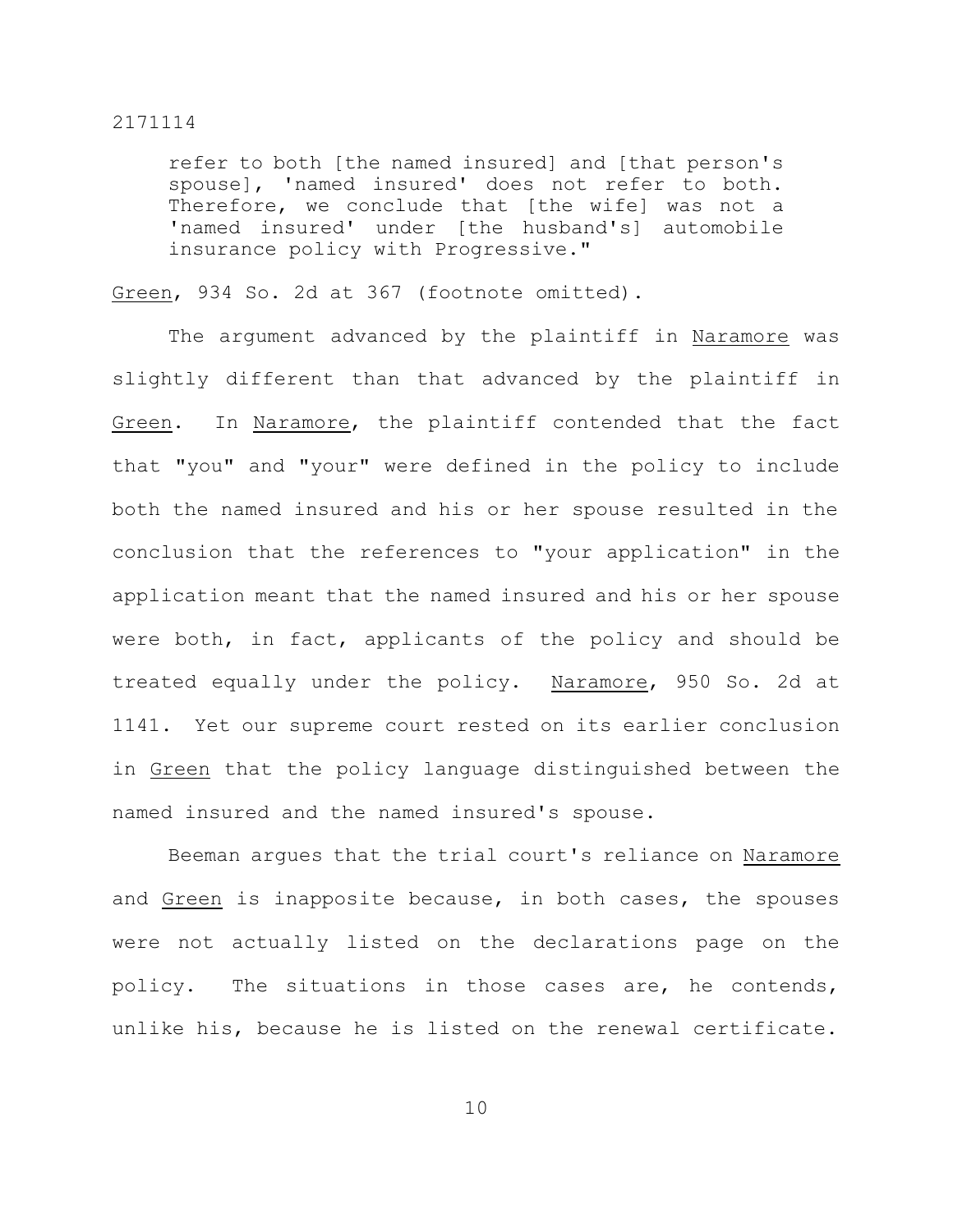refer to both [the named insured] and [that person's spouse], 'named insured' does not refer to both. Therefore, we conclude that [the wife] was not a 'named insured' under [the husband's] automobile insurance policy with Progressive."

Green, 934 So. 2d at 367 (footnote omitted).

The argument advanced by the plaintiff in Naramore was slightly different than that advanced by the plaintiff in Green. In Naramore, the plaintiff contended that the fact that "you" and "your" were defined in the policy to include both the named insured and his or her spouse resulted in the conclusion that the references to "your application" in the application meant that the named insured and his or her spouse were both, in fact, applicants of the policy and should be treated equally under the policy. Naramore, 950 So. 2d at 1141. Yet our supreme court rested on its earlier conclusion in Green that the policy language distinguished between the named insured and the named insured's spouse.

Beeman argues that the trial court's reliance on Naramore and Green is inapposite because, in both cases, the spouses were not actually listed on the declarations page on the policy. The situations in those cases are, he contends, unlike his, because he is listed on the renewal certificate.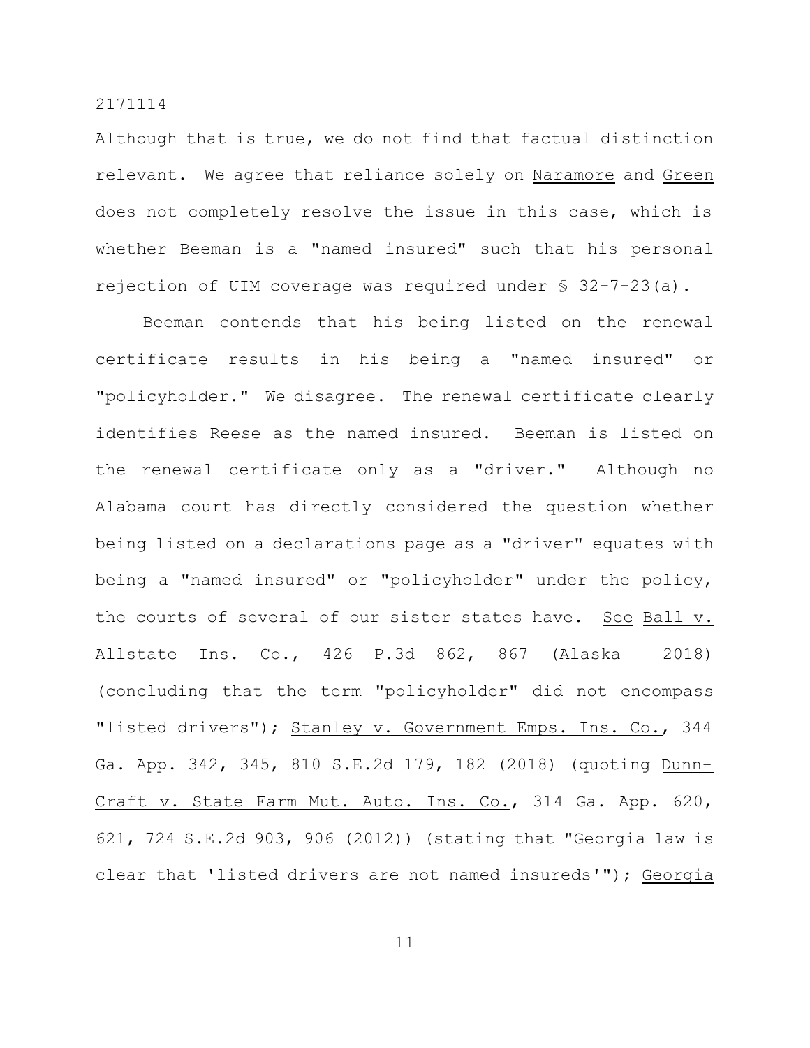Although that is true, we do not find that factual distinction relevant. We agree that reliance solely on Naramore and Green does not completely resolve the issue in this case, which is whether Beeman is a "named insured" such that his personal rejection of UIM coverage was required under § 32-7-23(a).

Beeman contends that his being listed on the renewal certificate results in his being a "named insured" or "policyholder." We disagree. The renewal certificate clearly identifies Reese as the named insured. Beeman is listed on the renewal certificate only as a "driver." Although no Alabama court has directly considered the question whether being listed on a declarations page as a "driver" equates with being a "named insured" or "policyholder" under the policy, the courts of several of our sister states have. See Ball v. Allstate Ins. Co., 426 P.3d 862, 867 (Alaska 2018) (concluding that the term "policyholder" did not encompass "listed drivers"); Stanley v. Government Emps. Ins. Co., 344 Ga. App. 342, 345, 810 S.E.2d 179, 182 (2018) (quoting Dunn-Craft v. State Farm Mut. Auto. Ins. Co., 314 Ga. App. 620, 621, 724 S.E.2d 903, 906 (2012)) (stating that "Georgia law is clear that 'listed drivers are not named insureds'"); Georgia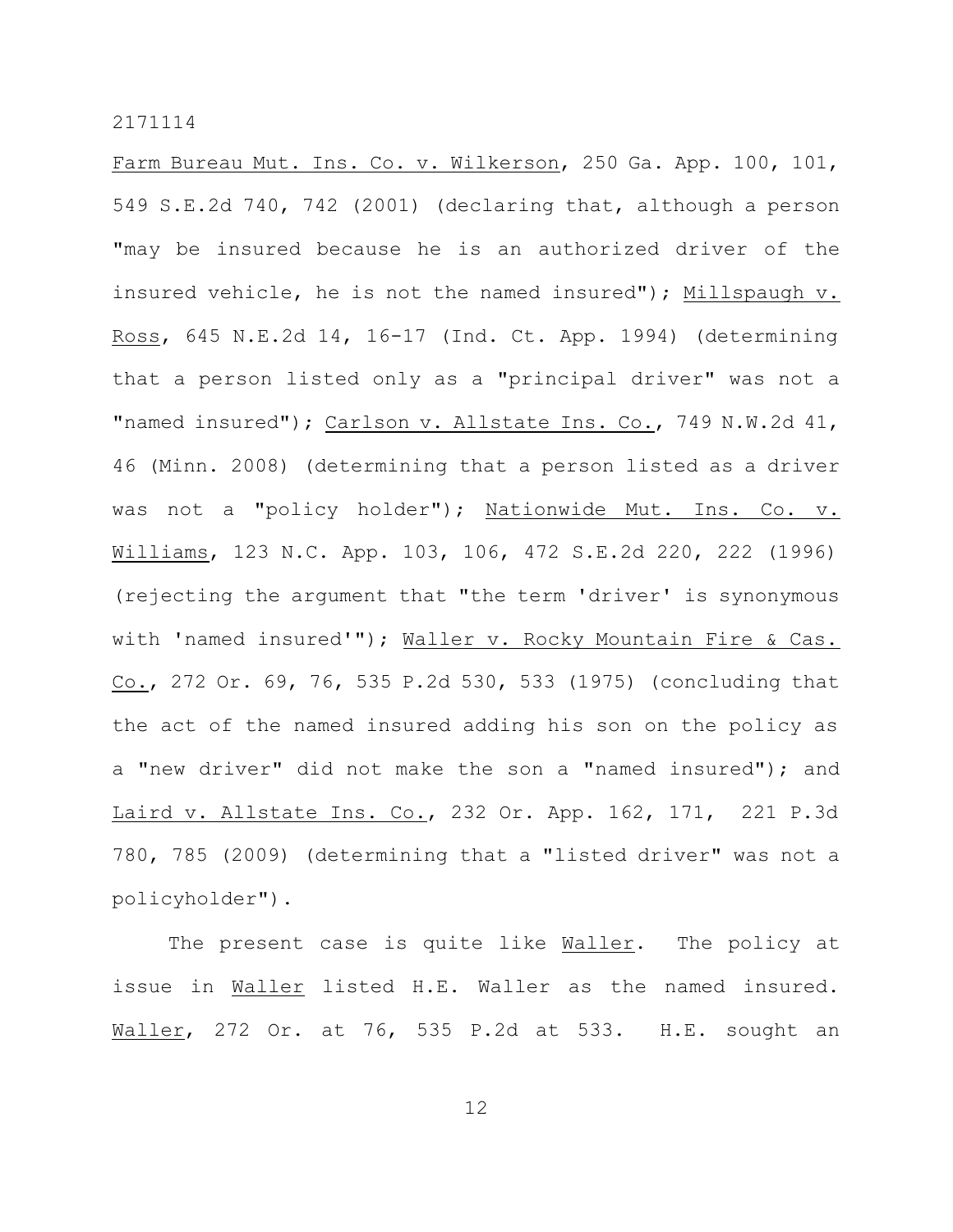Farm Bureau Mut. Ins. Co. v. Wilkerson, 250 Ga. App. 100, 101, 549 S.E.2d 740, 742 (2001) (declaring that, although a person "may be insured because he is an authorized driver of the insured vehicle, he is not the named insured"); Millspaugh v. Ross, 645 N.E.2d 14, 16-17 (Ind. Ct. App. 1994) (determining that a person listed only as a "principal driver" was not a "named insured"); Carlson v. Allstate Ins. Co., 749 N.W.2d 41, 46 (Minn. 2008) (determining that a person listed as a driver was not a "policy holder"); Nationwide Mut. Ins. Co. v. Williams, 123 N.C. App. 103, 106, 472 S.E.2d 220, 222 (1996) (rejecting the argument that "the term 'driver' is synonymous with 'named insured'"); Waller v. Rocky Mountain Fire & Cas. Co., 272 Or. 69, 76, 535 P.2d 530, 533 (1975) (concluding that the act of the named insured adding his son on the policy as a "new driver" did not make the son a "named insured"); and Laird v. Allstate Ins. Co., 232 Or. App. 162, 171, 221 P.3d 780, 785 (2009) (determining that a "listed driver" was not a policyholder").

The present case is quite like Waller. The policy at issue in Waller listed H.E. Waller as the named insured. Waller, 272 Or. at 76, 535 P.2d at 533. H.E. sought an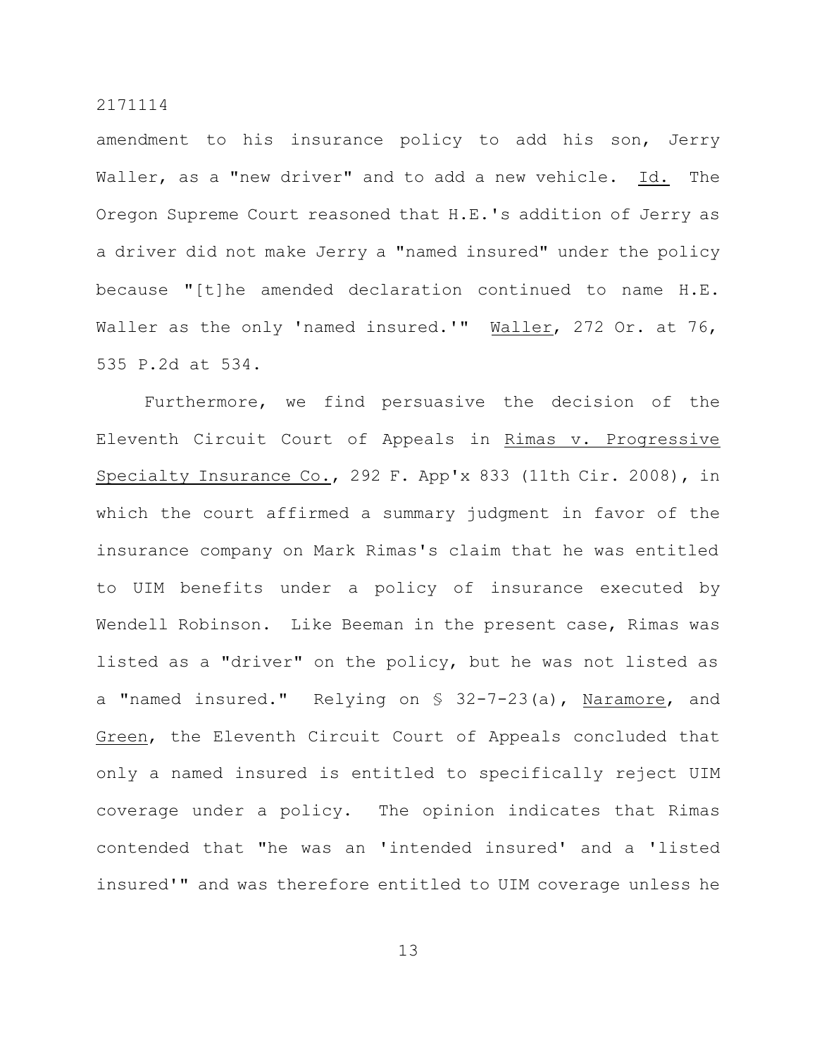amendment to his insurance policy to add his son, Jerry Waller, as a "new driver" and to add a new vehicle. Id. The Oregon Supreme Court reasoned that H.E.'s addition of Jerry as a driver did not make Jerry a "named insured" under the policy because "[t]he amended declaration continued to name H.E. Waller as the only 'named insured.'" Waller, 272 Or. at 76, 535 P.2d at 534.

Furthermore, we find persuasive the decision of the Eleventh Circuit Court of Appeals in Rimas v. Progressive Specialty Insurance Co., 292 F. App'x 833 (11th Cir. 2008), in which the court affirmed a summary judgment in favor of the insurance company on Mark Rimas's claim that he was entitled to UIM benefits under a policy of insurance executed by Wendell Robinson. Like Beeman in the present case, Rimas was listed as a "driver" on the policy, but he was not listed as a "named insured." Relying on § 32-7-23(a), Naramore, and Green, the Eleventh Circuit Court of Appeals concluded that only a named insured is entitled to specifically reject UIM coverage under a policy. The opinion indicates that Rimas contended that "he was an 'intended insured' and a 'listed insured'" and was therefore entitled to UIM coverage unless he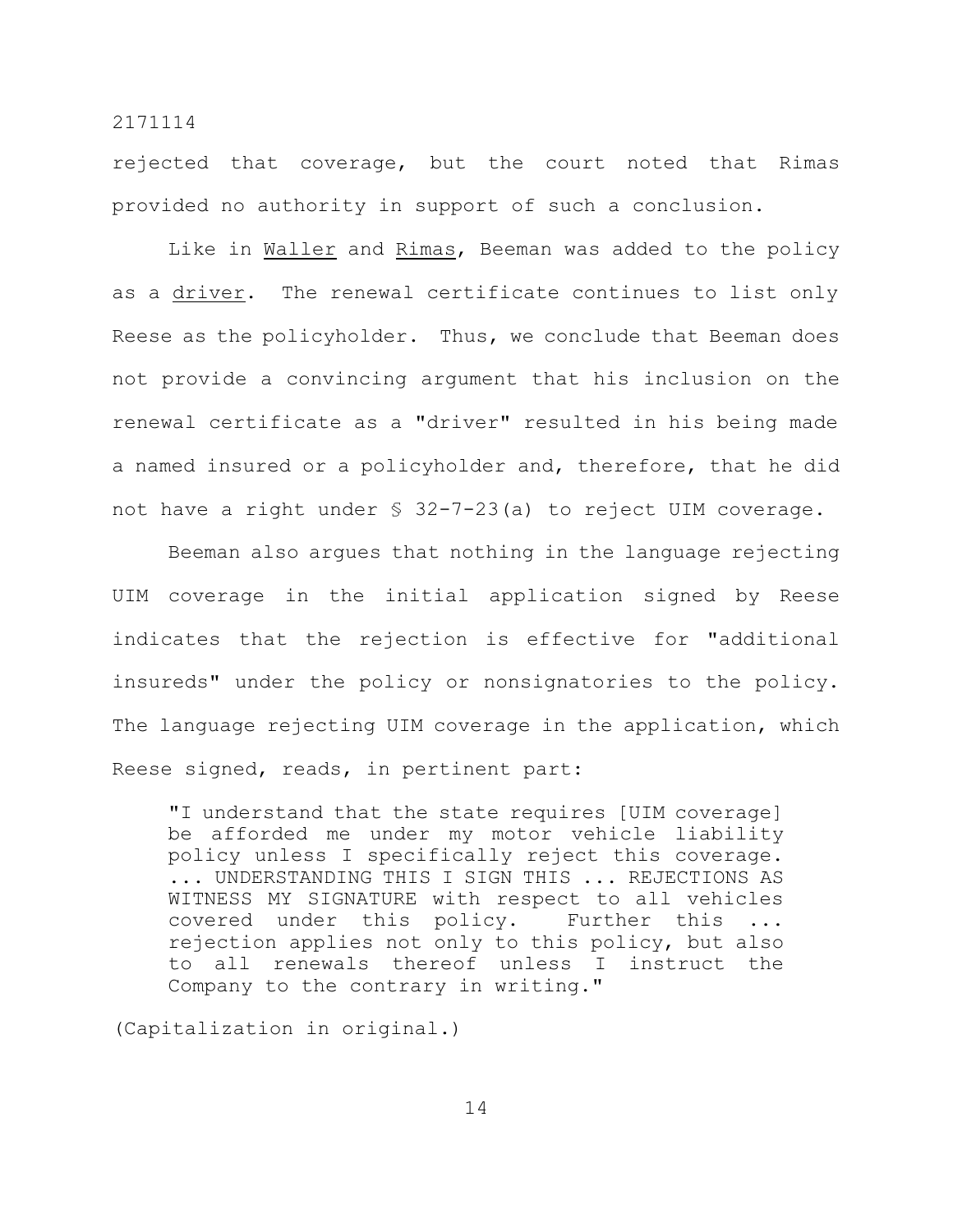rejected that coverage, but the court noted that Rimas provided no authority in support of such a conclusion.

Like in _Waller_ and _Rimas_, Beeman was added to the policy as a _driver_. The renewal certificate continues to list only Reese as the policyholder. Thus, we conclude that Beeman does not provide a convincing argument that his inclusion on the renewal certificate as a "driver" resulted in his being made a named insured or a policyholder and, therefore, that he did not have a right under § 32-7-23(a) to reject UIM coverage.

Beeman also argues that nothing in the language rejecting UIM coverage in the initial application signed by Reese indicates that the rejection is effective for "additional insureds" under the policy or nonsignatories to the policy. The language rejecting UIM coverage in the application, which Reese signed, reads, in pertinent part:

> "I understand that the state requires [UIM coverage] be afforded me under my motor vehicle liability policy unless I specifically reject this coverage. ... UNDERSTANDING THIS I SIGN THIS ... REJECTIONS AS WITNESS MY SIGNATURE with respect to all vehicles covered under this policy. Further this ... rejection applies not only to this policy, but also to all renewals thereof unless I instruct the Company to the contrary in writing."

(Capitalization in original.)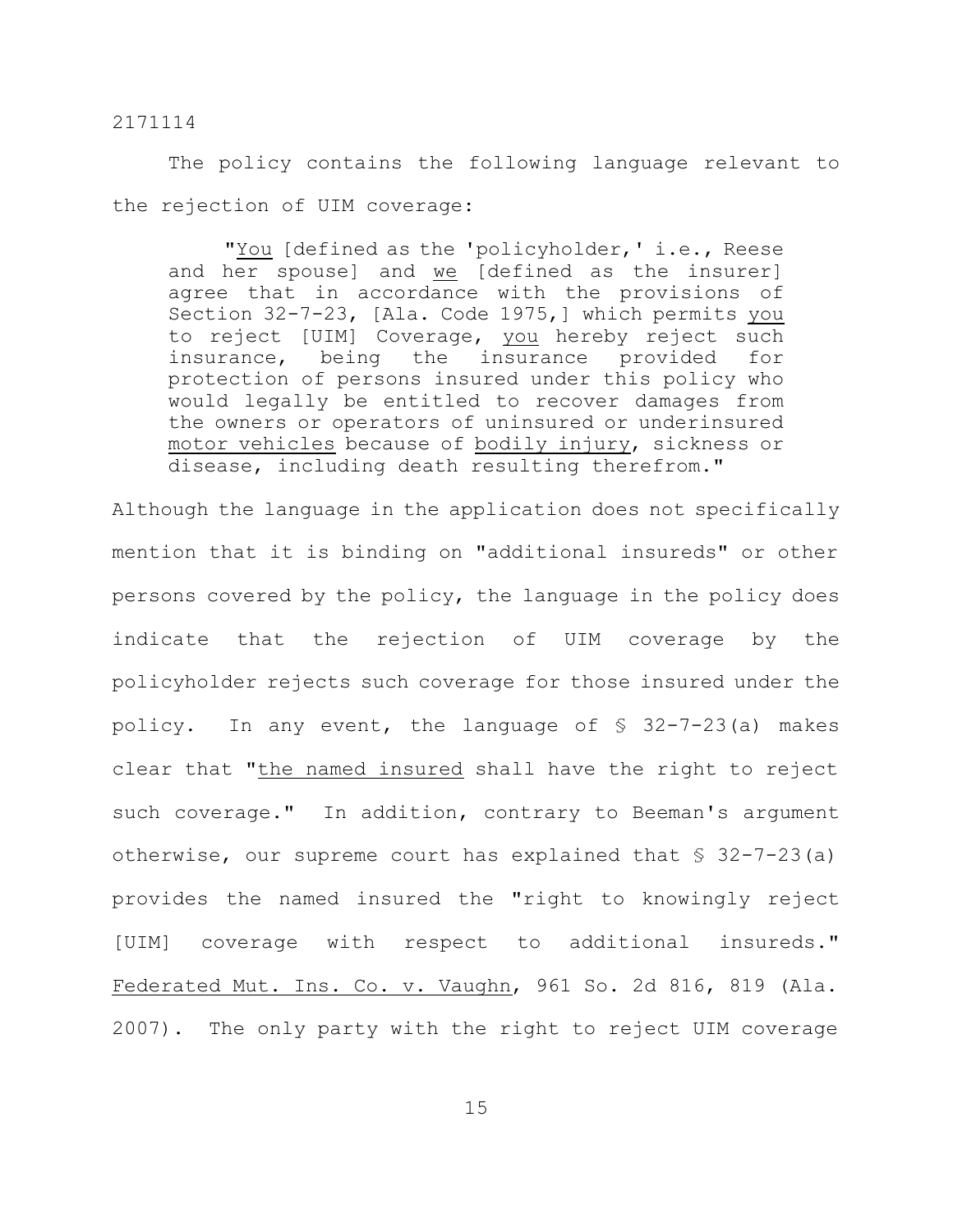The policy contains the following language relevant to the rejection of UIM coverage:

> "You [defined as the 'policyholder,' i.e., Reese and her spouse] and we [defined as the insurer] agree that in accordance with the provisions of Section 32-7-23, [Ala. Code 1975,] which permits you to reject [UIM] Coverage, you hereby reject such insurance, being the insurance provided for protection of persons insured under this policy who would legally be entitled to recover damages from the owners or operators of uninsured or underinsured motor vehicles because of bodily injury, sickness or disease, including death resulting therefrom."

Although the language in the application does not specifically mention that it is binding on "additional insureds" or other persons covered by the policy, the language in the policy does indicate that the rejection of UIM coverage by the policyholder rejects such coverage for those insured under the policy. In any event, the language of § 32-7-23(a) makes clear that "the named insured shall have the right to reject such coverage." In addition, contrary to Beeman's argument otherwise, our supreme court has explained that § 32-7-23(a) provides the named insured the "right to knowingly reject [UIM] coverage with respect to additional insureds." Federated Mut. Ins. Co. v. Vaughn, 961 So. 2d 816, 819 (Ala. 2007). The only party with the right to reject UIM coverage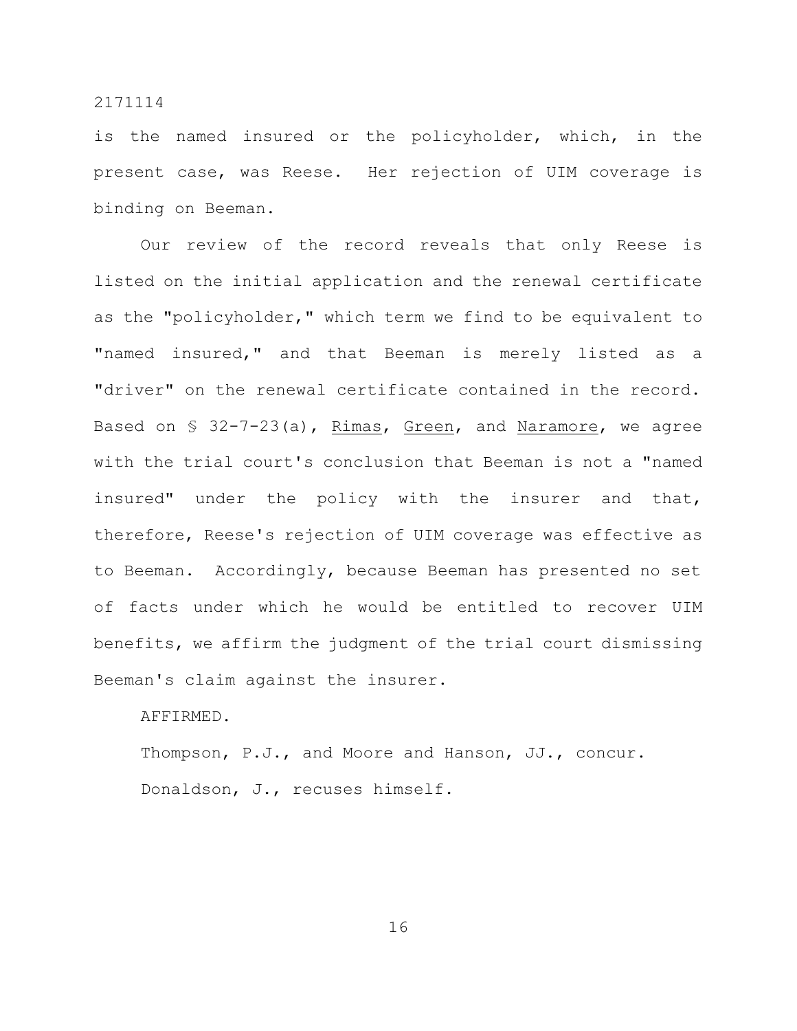is the named insured or the policyholder, which, in the present case, was Reese. Her rejection of UIM coverage is binding on Beeman.

Our review of the record reveals that only Reese is listed on the initial application and the renewal certificate as the "policyholder," which term we find to be equivalent to "named insured," and that Beeman is merely listed as a "driver" on the renewal certificate contained in the record. Based on § 32-7-23(a), Rimas, Green, and Naramore, we agree with the trial court's conclusion that Beeman is not a "named insured" under the policy with the insurer and that, therefore, Reese's rejection of UIM coverage was effective as to Beeman. Accordingly, because Beeman has presented no set of facts under which he would be entitled to recover UIM benefits, we affirm the judgment of the trial court dismissing Beeman's claim against the insurer.

AFFIRMED.

Thompson, P.J., and Moore and Hanson, JJ., concur.

Donaldson, J., recuses himself.